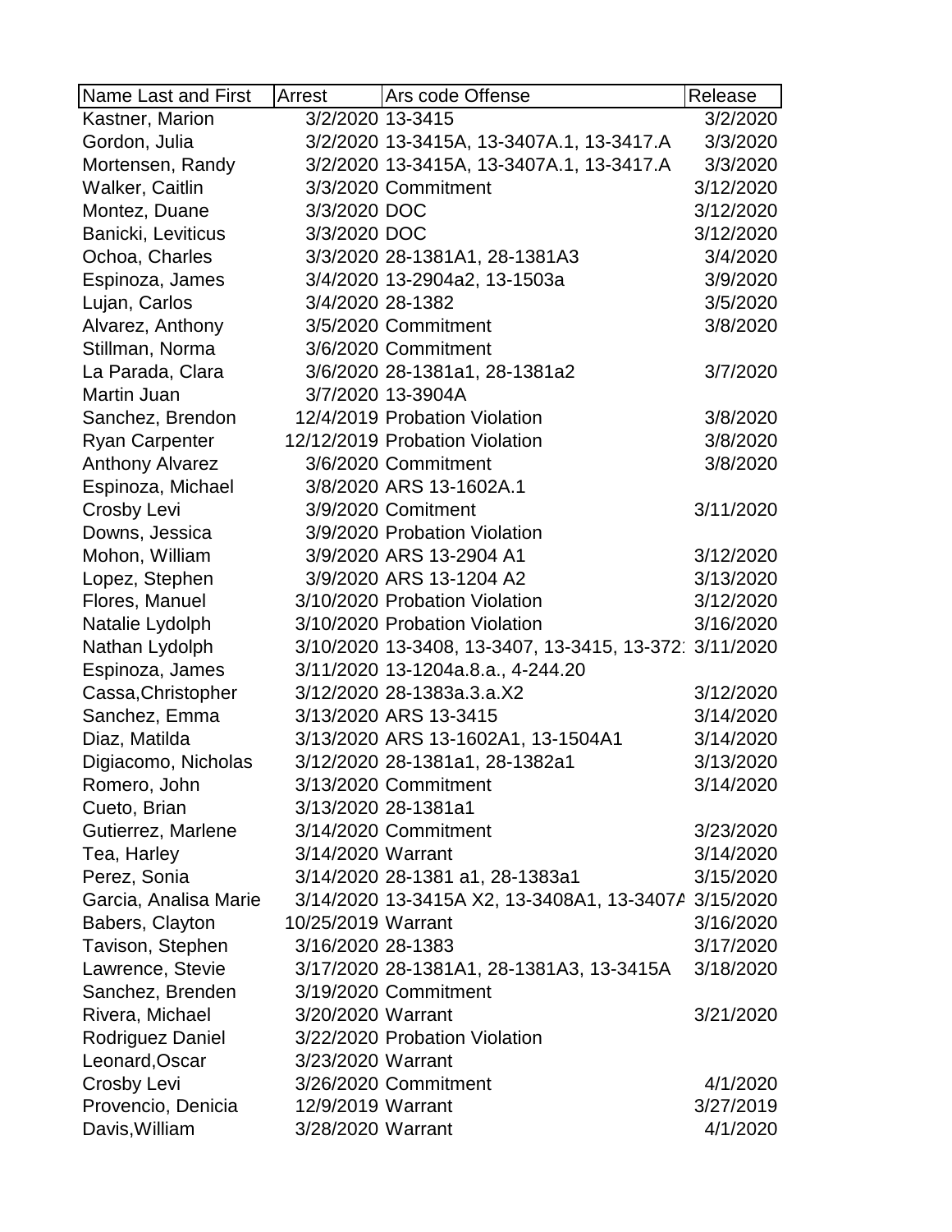| Name Last and First | Arrest | Ars code Offense | Release |
|---|---|---|---|
| Kastner, Marion | 3/2/2020 | 13-3415 | 3/2/2020 |
| Gordon, Julia | 3/2/2020 | 13-3415A, 13-3407A.1, 13-3417.A | 3/3/2020 |
| Mortensen, Randy | 3/2/2020 | 13-3415A, 13-3407A.1, 13-3417.A | 3/3/2020 |
| Walker, Caitlin | 3/3/2020 | Commitment | 3/12/2020 |
| Montez, Duane | 3/3/2020 | DOC | 3/12/2020 |
| Banicki, Leviticus | 3/3/2020 | DOC | 3/12/2020 |
| Ochoa, Charles | 3/3/2020 | 28-1381A1, 28-1381A3 | 3/4/2020 |
| Espinoza, James | 3/4/2020 | 13-2904a2, 13-1503a | 3/9/2020 |
| Lujan, Carlos | 3/4/2020 | 28-1382 | 3/5/2020 |
| Alvarez, Anthony | 3/5/2020 | Commitment | 3/8/2020 |
| Stillman, Norma | 3/6/2020 | Commitment | |
| La Parada, Clara | 3/6/2020 | 28-1381a1, 28-1381a2 | 3/7/2020 |
| Martin Juan | 3/7/2020 | 13-3904A | |
| Sanchez, Brendon | 12/4/2019 | Probation Violation | 3/8/2020 |
| Ryan Carpenter | 12/12/2019 | Probation Violation | 3/8/2020 |
| Anthony Alvarez | 3/6/2020 | Commitment | 3/8/2020 |
| Espinoza, Michael | 3/8/2020 | ARS 13-1602A.1 | |
| Crosby Levi | 3/9/2020 | Comitment | 3/11/2020 |
| Downs, Jessica | 3/9/2020 | Probation Violation | |
| Mohon, William | 3/9/2020 | ARS 13-2904 A1 | 3/12/2020 |
| Lopez, Stephen | 3/9/2020 | ARS 13-1204 A2 | 3/13/2020 |
| Flores, Manuel | 3/10/2020 | Probation Violation | 3/12/2020 |
| Natalie Lydolph | 3/10/2020 | Probation Violation | 3/16/2020 |
| Nathan Lydolph | 3/10/2020 | 13-3408, 13-3407, 13-3415, 13-372 | 3/11/2020 |
| Espinoza, James | 3/11/2020 | 13-1204a.8.a., 4-244.20 | |
| Cassa,Christopher | 3/12/2020 | 28-1383a.3.a.X2 | 3/12/2020 |
| Sanchez, Emma | 3/13/2020 | ARS 13-3415 | 3/14/2020 |
| Diaz, Matilda | 3/13/2020 | ARS 13-1602A1, 13-1504A1 | 3/14/2020 |
| Digiacomo, Nicholas | 3/12/2020 | 28-1381a1, 28-1382a1 | 3/13/2020 |
| Romero, John | 3/13/2020 | Commitment | 3/14/2020 |
| Cueto, Brian | 3/13/2020 | 28-1381a1 | |
| Gutierrez, Marlene | 3/14/2020 | Commitment | 3/23/2020 |
| Tea, Harley | 3/14/2020 | Warrant | 3/14/2020 |
| Perez, Sonia | 3/14/2020 | 28-1381 a1, 28-1383a1 | 3/15/2020 |
| Garcia, Analisa Marie | 3/14/2020 | 13-3415A X2, 13-3408A1, 13-3407A | 3/15/2020 |
| Babers, Clayton | 10/25/2019 | Warrant | 3/16/2020 |
| Tavison, Stephen | 3/16/2020 | 28-1383 | 3/17/2020 |
| Lawrence, Stevie | 3/17/2020 | 28-1381A1, 28-1381A3, 13-3415A | 3/18/2020 |
| Sanchez, Brenden | 3/19/2020 | Commitment | |
| Rivera, Michael | 3/20/2020 | Warrant | 3/21/2020 |
| Rodriguez Daniel | 3/22/2020 | Probation Violation | |
| Leonard,Oscar | 3/23/2020 | Warrant | |
| Crosby Levi | 3/26/2020 | Commitment | 4/1/2020 |
| Provencio, Denicia | 12/9/2019 | Warrant | 3/27/2019 |
| Davis,William | 3/28/2020 | Warrant | 4/1/2020 |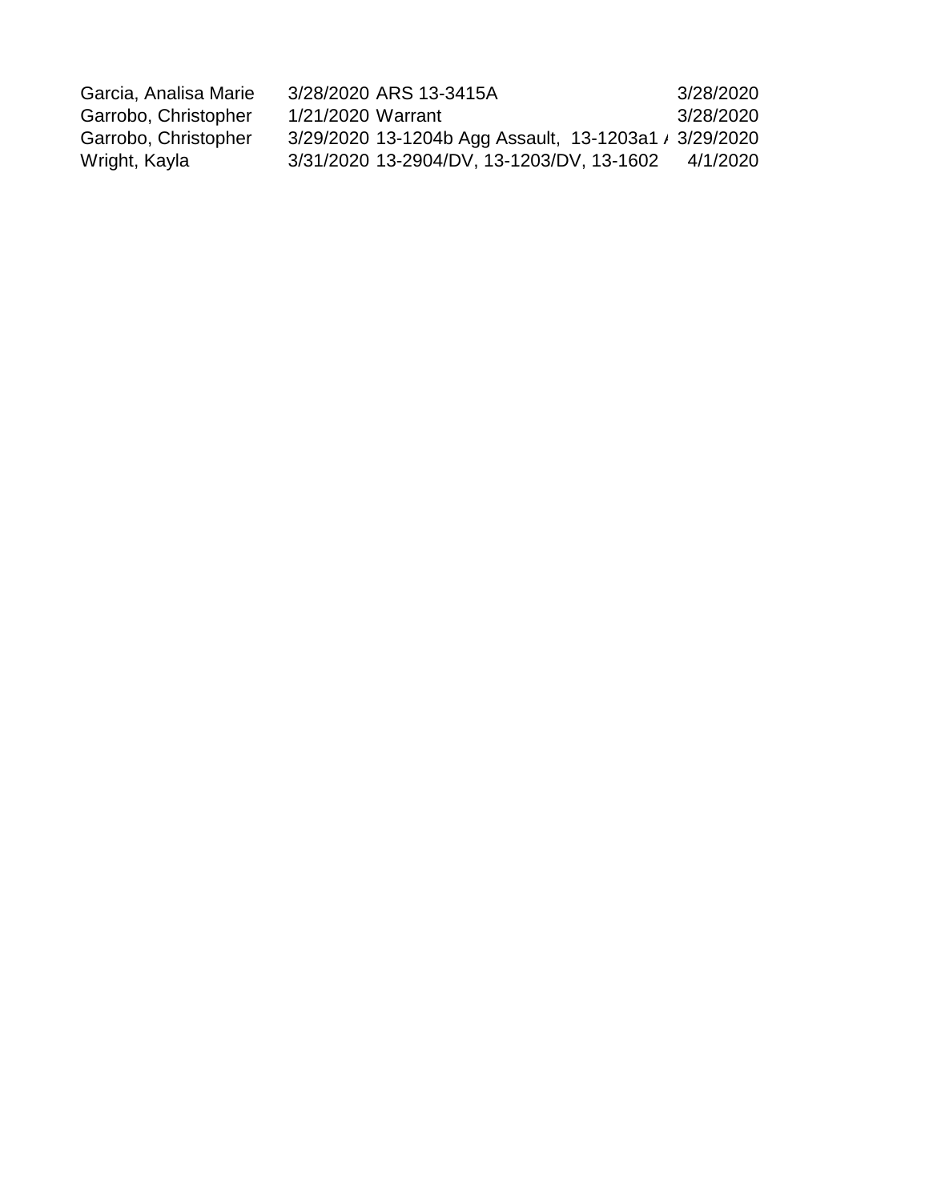| | | | |
|---|---|---|---|
| Garcia, Analisa Marie | 3/28/2020 | ARS 13-3415A | 3/28/2020 |
| Garrobo, Christopher | 1/21/2020 | Warrant | 3/28/2020 |
| Garrobo, Christopher | 3/29/2020 | 13-1204b Agg Assault, 13-1203a1 / | 3/29/2020 |
| Wright, Kayla | 3/31/2020 | 13-2904/DV, 13-1203/DV, 13-1602 | 4/1/2020 |